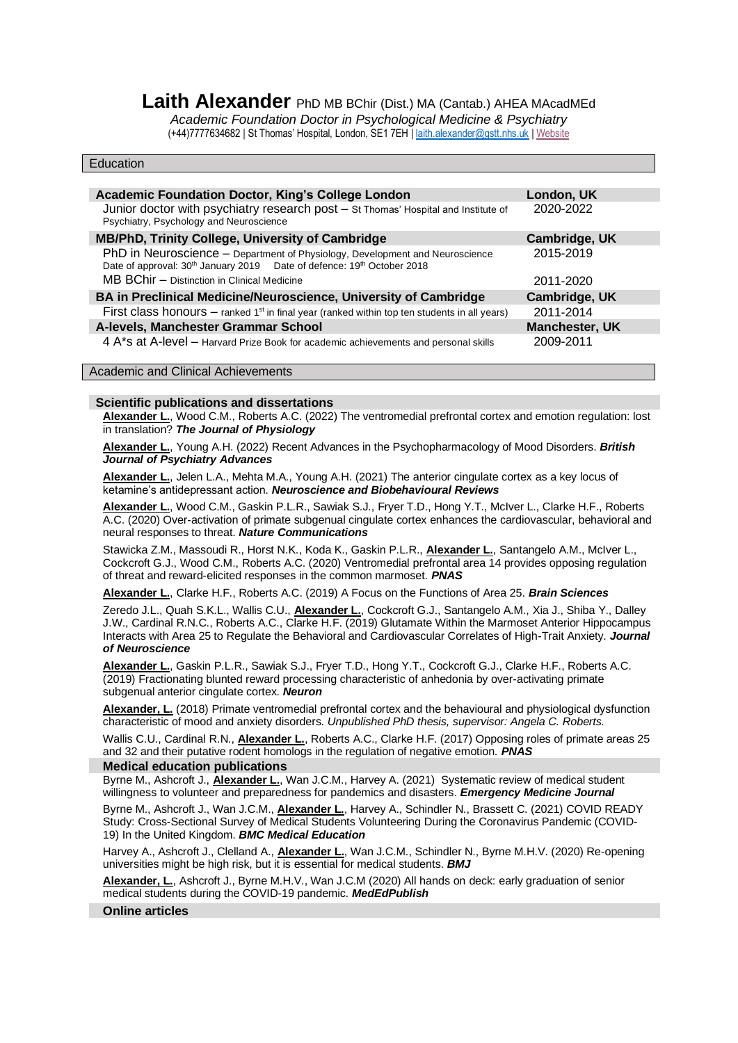# Laith Alexander PhD MB BChir (Dist.) MA (Cantab.) AHEA MAcadMEd

*Academic Foundation Doctor in Psychological Medicine & Psychiatry*

(+44)7777634682 | St Thomas' Hospital, London, SE1 7EH | laith.alexander@gstt.nhs.uk | Website

## Education

| | |
|---|---|
| **Academic Foundation Doctor, King's College London** | **London, UK** |
| Junior doctor with psychiatry research post – St Thomas' Hospital and Institute of Psychiatry, Psychology and Neuroscience | 2020-2022 |
| **MB/PhD, Trinity College, University of Cambridge** | **Cambridge, UK** |
| PhD in Neuroscience – Department of Physiology, Development and Neuroscience<br>Date of approval: 30th January 2019 Date of defence: 19th October 2018 | 2015-2019 |
| MB BChir – Distinction in Clinical Medicine | 2011-2020 |
| **BA in Preclinical Medicine/Neuroscience, University of Cambridge** | **Cambridge, UK** |
| First class honours – ranked 1st in final year (ranked within top ten students in all years) | 2011-2014 |
| **A-levels, Manchester Grammar School** | **Manchester, UK** |
| 4 A*s at A-level – Harvard Prize Book for academic achievements and personal skills | 2009-2011 |

## Academic and Clinical Achievements

### Scientific publications and dissertations

**Alexander L.**, Wood C.M., Roberts A.C. (2022) The ventromedial prefrontal cortex and emotion regulation: lost in translation? ***The Journal of Physiology***

**Alexander L.**, Young A.H. (2022) Recent Advances in the Psychopharmacology of Mood Disorders. ***British Journal of Psychiatry Advances***

**Alexander L.**, Jelen L.A., Mehta M.A., Young A.H. (2021) The anterior cingulate cortex as a key locus of ketamine's antidepressant action. ***Neuroscience and Biobehavioural Reviews***

**Alexander L.**, Wood C.M., Gaskin P.L.R., Sawiak S.J., Fryer T.D., Hong Y.T., McIver L., Clarke H.F., Roberts A.C. (2020) Over-activation of primate subgenual cingulate cortex enhances the cardiovascular, behavioral and neural responses to threat. ***Nature Communications***

Stawicka Z.M., Massoudi R., Horst N.K., Koda K., Gaskin P.L.R., **Alexander L.**, Santangelo A.M., McIver L., Cockcroft G.J., Wood C.M., Roberts A.C. (2020) Ventromedial prefrontal area 14 provides opposing regulation of threat and reward-elicited responses in the common marmoset. ***PNAS***

**Alexander L.**, Clarke H.F., Roberts A.C. (2019) A Focus on the Functions of Area 25. ***Brain Sciences***

Zeredo J.L., Quah S.K.L., Wallis C.U., **Alexander L.**, Cockcroft G.J., Santangelo A.M., Xia J., Shiba Y., Dalley J.W., Cardinal R.N.C., Roberts A.C., Clarke H.F. (2019) Glutamate Within the Marmoset Anterior Hippocampus Interacts with Area 25 to Regulate the Behavioral and Cardiovascular Correlates of High-Trait Anxiety. ***Journal of Neuroscience***

**Alexander L.**, Gaskin P.L.R., Sawiak S.J., Fryer T.D., Hong Y.T., Cockcroft G.J., Clarke H.F., Roberts A.C. (2019) Fractionating blunted reward processing characteristic of anhedonia by over-activating primate subgenual anterior cingulate cortex. ***Neuron***

**Alexander, L.** (2018) Primate ventromedial prefrontal cortex and the behavioural and physiological dysfunction characteristic of mood and anxiety disorders. *Unpublished PhD thesis, supervisor: Angela C. Roberts.*

Wallis C.U., Cardinal R.N., **Alexander L.**, Roberts A.C., Clarke H.F. (2017) Opposing roles of primate areas 25 and 32 and their putative rodent homologs in the regulation of negative emotion. ***PNAS***

### Medical education publications

Byrne M., Ashcroft J., **Alexander L.**, Wan J.C.M., Harvey A. (2021) Systematic review of medical student willingness to volunteer and preparedness for pandemics and disasters. ***Emergency Medicine Journal***

Byrne M., Ashcroft J., Wan J.C.M., **Alexander L.**, Harvey A., Schindler N., Brassett C. (2021) COVID READY Study: Cross-Sectional Survey of Medical Students Volunteering During the Coronavirus Pandemic (COVID-19) In the United Kingdom. ***BMC Medical Education***

Harvey A., Ashcroft J., Clelland A., **Alexander L.**, Wan J.C.M., Schindler N., Byrne M.H.V. (2020) Re-opening universities might be high risk, but it is essential for medical students. ***BMJ***

**Alexander, L.**, Ashcroft J., Byrne M.H.V., Wan J.C.M (2020) All hands on deck: early graduation of senior medical students during the COVID-19 pandemic. ***MedEdPublish***

### Online articles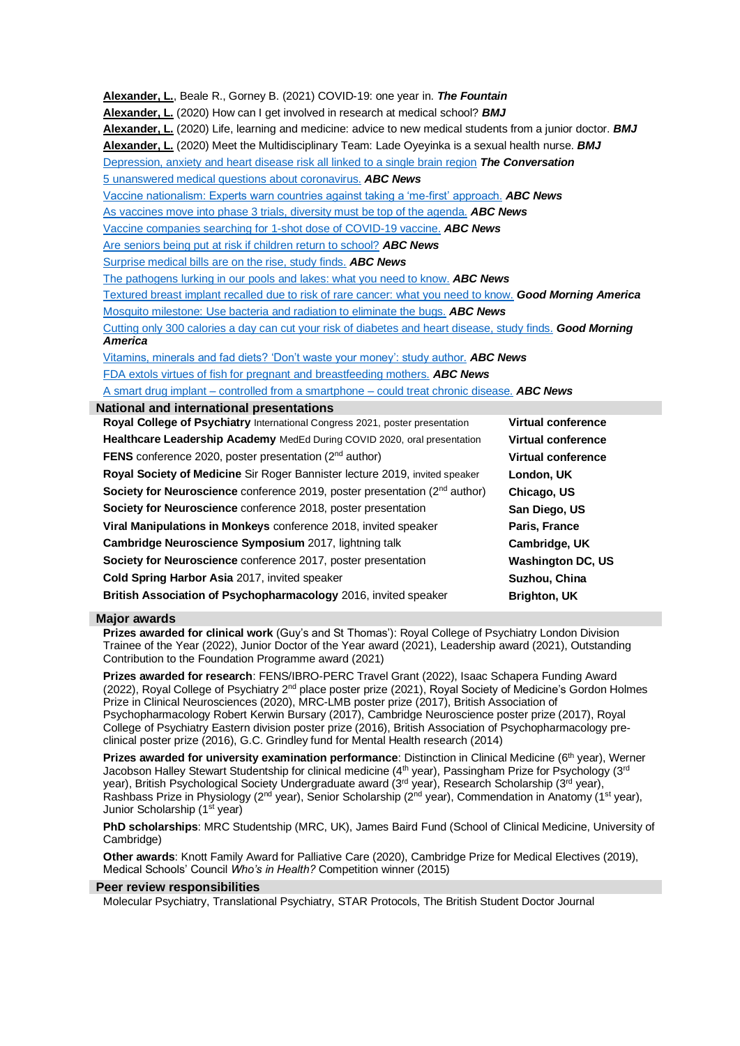**Alexander, L.**, Beale R., Gorney B. (2021) COVID-19: one year in. ***The Fountain***

**Alexander, L.** (2020) How can I get involved in research at medical school? ***BMJ***

**Alexander, L.** (2020) Life, learning and medicine: advice to new medical students from a junior doctor. ***BMJ***

**Alexander, L.** (2020) Meet the Multidisciplinary Team: Lade Oyeyinka is a sexual health nurse. ***BMJ***

Depression, anxiety and heart disease risk all linked to a single brain region ***The Conversation***

5 unanswered medical questions about coronavirus. ***ABC News***

Vaccine nationalism: Experts warn countries against taking a 'me-first' approach. ***ABC News***

As vaccines move into phase 3 trials, diversity must be top of the agenda. ***ABC News***

Vaccine companies searching for 1-shot dose of COVID-19 vaccine. ***ABC News***

Are seniors being put at risk if children return to school? ***ABC News***

Surprise medical bills are on the rise, study finds. ***ABC News***

The pathogens lurking in our pools and lakes: what you need to know. ***ABC News***

Textured breast implant recalled due to risk of rare cancer: what you need to know. ***Good Morning America***

Mosquito milestone: Use bacteria and radiation to eliminate the bugs. ***ABC News***

Cutting only 300 calories a day can cut your risk of diabetes and heart disease, study finds. ***Good Morning America***

Vitamins, minerals and fad diets? 'Don't waste your money': study author. ***ABC News***

FDA extols virtues of fish for pregnant and breastfeeding mothers. ***ABC News***

A smart drug implant – controlled from a smartphone – could treat chronic disease. ***ABC News***

## National and international presentations

| | |
|---|---|
| **Royal College of Psychiatry** International Congress 2021, poster presentation | **Virtual conference** |
| **Healthcare Leadership Academy** MedEd During COVID 2020, oral presentation | **Virtual conference** |
| **FENS** conference 2020, poster presentation (2nd author) | **Virtual conference** |
| **Royal Society of Medicine** Sir Roger Bannister lecture 2019, invited speaker | **London, UK** |
| **Society for Neuroscience** conference 2019, poster presentation (2nd author) | **Chicago, US** |
| **Society for Neuroscience** conference 2018, poster presentation | **San Diego, US** |
| **Viral Manipulations in Monkeys** conference 2018, invited speaker | **Paris, France** |
| **Cambridge Neuroscience Symposium** 2017, lightning talk | **Cambridge, UK** |
| **Society for Neuroscience** conference 2017, poster presentation | **Washington DC, US** |
| **Cold Spring Harbor Asia** 2017, invited speaker | **Suzhou, China** |
| **British Association of Psychopharmacology** 2016, invited speaker | **Brighton, UK** |

## Major awards

**Prizes awarded for clinical work** (Guy's and St Thomas'): Royal College of Psychiatry London Division Trainee of the Year (2022), Junior Doctor of the Year award (2021), Leadership award (2021), Outstanding Contribution to the Foundation Programme award (2021)

**Prizes awarded for research**: FENS/IBRO-PERC Travel Grant (2022), Isaac Schapera Funding Award (2022), Royal College of Psychiatry 2nd place poster prize (2021), Royal Society of Medicine's Gordon Holmes Prize in Clinical Neurosciences (2020), MRC-LMB poster prize (2017), British Association of Psychopharmacology Robert Kerwin Bursary (2017), Cambridge Neuroscience poster prize (2017), Royal College of Psychiatry Eastern division poster prize (2016), British Association of Psychopharmacology pre-clinical poster prize (2016), G.C. Grindley fund for Mental Health research (2014)

**Prizes awarded for university examination performance**: Distinction in Clinical Medicine (6th year), Werner Jacobson Halley Stewart Studentship for clinical medicine (4th year), Passingham Prize for Psychology (3rd year), British Psychological Society Undergraduate award (3rd year), Research Scholarship (3rd year), Rashbass Prize in Physiology (2nd year), Senior Scholarship (2nd year), Commendation in Anatomy (1st year), Junior Scholarship (1st year)

**PhD scholarships**: MRC Studentship (MRC, UK), James Baird Fund (School of Clinical Medicine, University of Cambridge)

**Other awards**: Knott Family Award for Palliative Care (2020), Cambridge Prize for Medical Electives (2019), Medical Schools' Council *Who's in Health?* Competition winner (2015)

## Peer review responsibilities

Molecular Psychiatry, Translational Psychiatry, STAR Protocols, The British Student Doctor Journal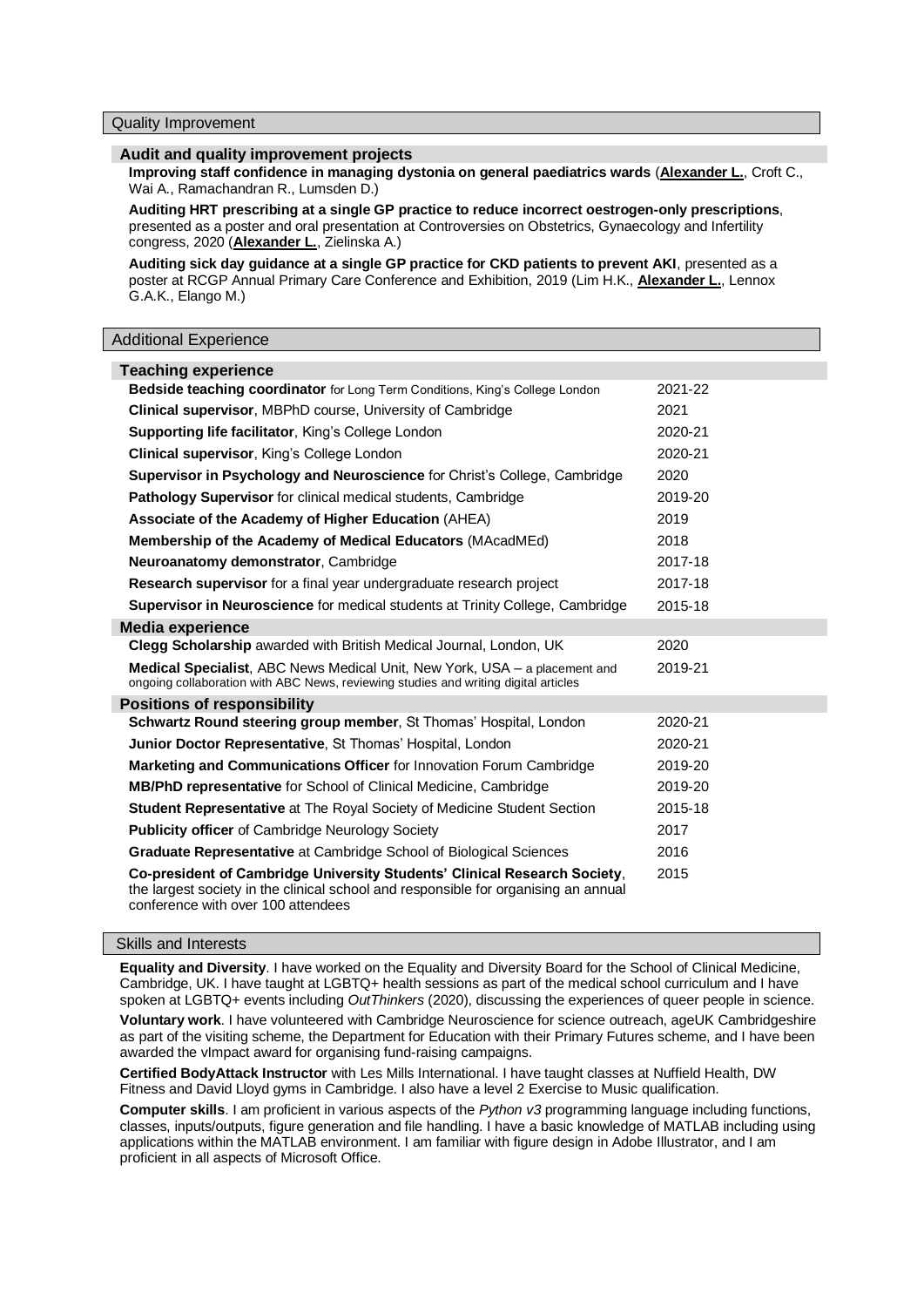## Quality Improvement

### Audit and quality improvement projects

**Improving staff confidence in managing dystonia on general paediatrics wards** (**Alexander L.**, Croft C., Wai A., Ramachandran R., Lumsden D.)

**Auditing HRT prescribing at a single GP practice to reduce incorrect oestrogen-only prescriptions**, presented as a poster and oral presentation at Controversies on Obstetrics, Gynaecology and Infertility congress, 2020 (**Alexander L.**, Zielinska A.)

**Auditing sick day guidance at a single GP practice for CKD patients to prevent AKI**, presented as a poster at RCGP Annual Primary Care Conference and Exhibition, 2019 (Lim H.K., **Alexander L.**, Lennox G.A.K., Elango M.)

## Additional Experience

### Teaching experience

| | |
|---|---|
| **Bedside teaching coordinator** for Long Term Conditions, King's College London | 2021-22 |
| **Clinical supervisor**, MBPhD course, University of Cambridge | 2021 |
| **Supporting life facilitator**, King's College London | 2020-21 |
| **Clinical supervisor**, King's College London | 2020-21 |
| **Supervisor in Psychology and Neuroscience** for Christ's College, Cambridge | 2020 |
| **Pathology Supervisor** for clinical medical students, Cambridge | 2019-20 |
| **Associate of the Academy of Higher Education** (AHEA) | 2019 |
| **Membership of the Academy of Medical Educators** (MAcadMEd) | 2018 |
| **Neuroanatomy demonstrator**, Cambridge | 2017-18 |
| **Research supervisor** for a final year undergraduate research project | 2017-18 |
| **Supervisor in Neuroscience** for medical students at Trinity College, Cambridge | 2015-18 |

### Media experience

| | |
|---|---|
| **Clegg Scholarship** awarded with British Medical Journal, London, UK | 2020 |
| **Medical Specialist**, ABC News Medical Unit, New York, USA – a placement and ongoing collaboration with ABC News, reviewing studies and writing digital articles | 2019-21 |

### Positions of responsibility

| | |
|---|---|
| **Schwartz Round steering group member**, St Thomas' Hospital, London | 2020-21 |
| **Junior Doctor Representative**, St Thomas' Hospital, London | 2020-21 |
| **Marketing and Communications Officer** for Innovation Forum Cambridge | 2019-20 |
| **MB/PhD representative** for School of Clinical Medicine, Cambridge | 2019-20 |
| **Student Representative** at The Royal Society of Medicine Student Section | 2015-18 |
| **Publicity officer** of Cambridge Neurology Society | 2017 |
| **Graduate Representative** at Cambridge School of Biological Sciences | 2016 |
| **Co-president of Cambridge University Students' Clinical Research Society**, the largest society in the clinical school and responsible for organising an annual conference with over 100 attendees | 2015 |

## Skills and Interests

**Equality and Diversity**. I have worked on the Equality and Diversity Board for the School of Clinical Medicine, Cambridge, UK. I have taught at LGBTQ+ health sessions as part of the medical school curriculum and I have spoken at LGBTQ+ events including *OutThinkers* (2020), discussing the experiences of queer people in science.

**Voluntary work**. I have volunteered with Cambridge Neuroscience for science outreach, ageUK Cambridgeshire as part of the visiting scheme, the Department for Education with their Primary Futures scheme, and I have been awarded the vImpact award for organising fund-raising campaigns.

**Certified BodyAttack Instructor** with Les Mills International. I have taught classes at Nuffield Health, DW Fitness and David Lloyd gyms in Cambridge. I also have a level 2 Exercise to Music qualification.

**Computer skills**. I am proficient in various aspects of the *Python v3* programming language including functions, classes, inputs/outputs, figure generation and file handling. I have a basic knowledge of MATLAB including using applications within the MATLAB environment. I am familiar with figure design in Adobe Illustrator, and I am proficient in all aspects of Microsoft Office.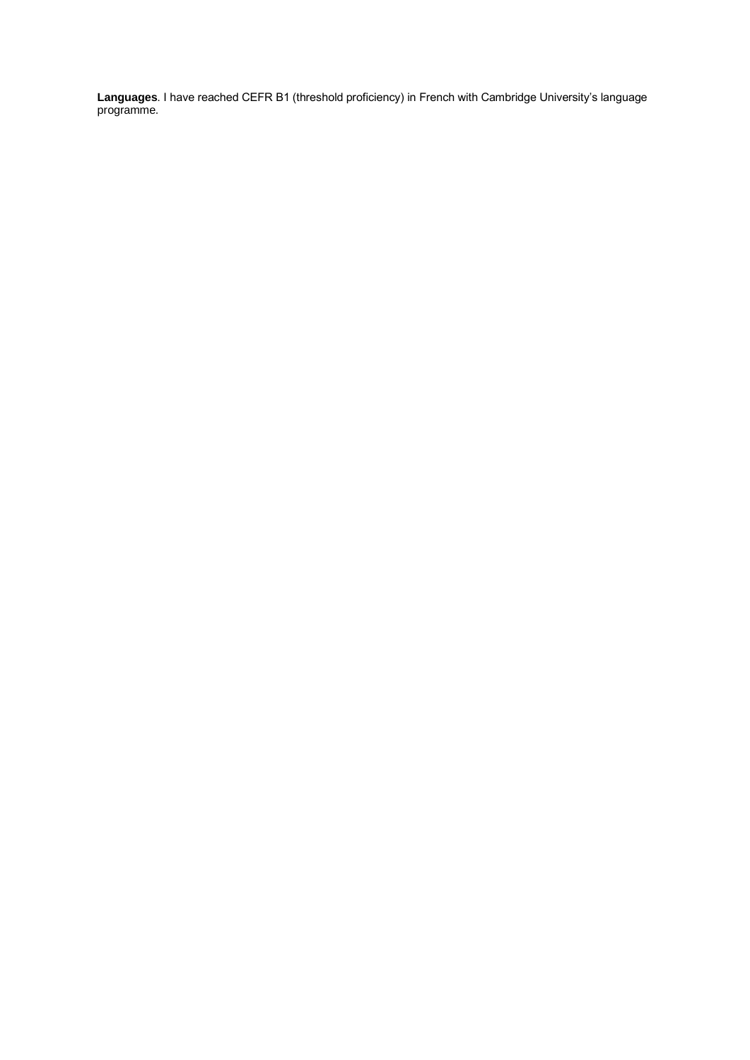**Languages**. I have reached CEFR B1 (threshold proficiency) in French with Cambridge University's language programme.